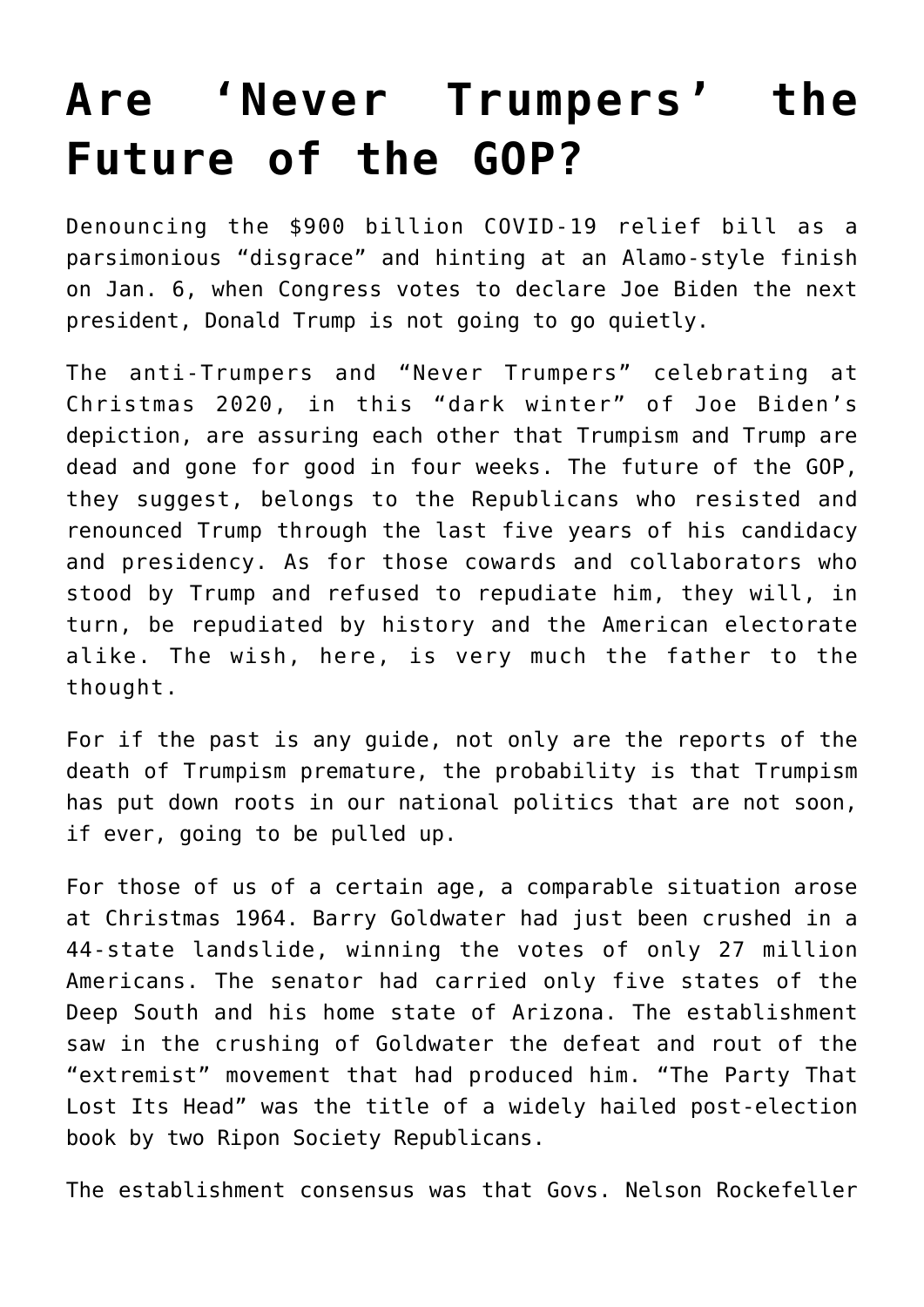# Are 'Never Trumpers' the Future of the GOP?

Denouncing the $900 billion COVID-19 relief bill as a parsimonious "disgrace" and hinting at an Alamo-style finish on Jan. 6, when Congress votes to declare Joe Biden the next president, Donald Trump is not going to go quietly.

The anti-Trumpers and "Never Trumpers" celebrating at Christmas 2020, in this "dark winter" of Joe Biden's depiction, are assuring each other that Trumpism and Trump are dead and gone for good in four weeks. The future of the GOP, they suggest, belongs to the Republicans who resisted and renounced Trump through the last five years of his candidacy and presidency. As for those cowards and collaborators who stood by Trump and refused to repudiate him, they will, in turn, be repudiated by history and the American electorate alike. The wish, here, is very much the father to the thought.

For if the past is any guide, not only are the reports of the death of Trumpism premature, the probability is that Trumpism has put down roots in our national politics that are not soon, if ever, going to be pulled up.

For those of us of a certain age, a comparable situation arose at Christmas 1964. Barry Goldwater had just been crushed in a 44-state landslide, winning the votes of only 27 million Americans. The senator had carried only five states of the Deep South and his home state of Arizona. The establishment saw in the crushing of Goldwater the defeat and rout of the "extremist" movement that had produced him. "The Party That Lost Its Head" was the title of a widely hailed post-election book by two Ripon Society Republicans.

The establishment consensus was that Govs. Nelson Rockefeller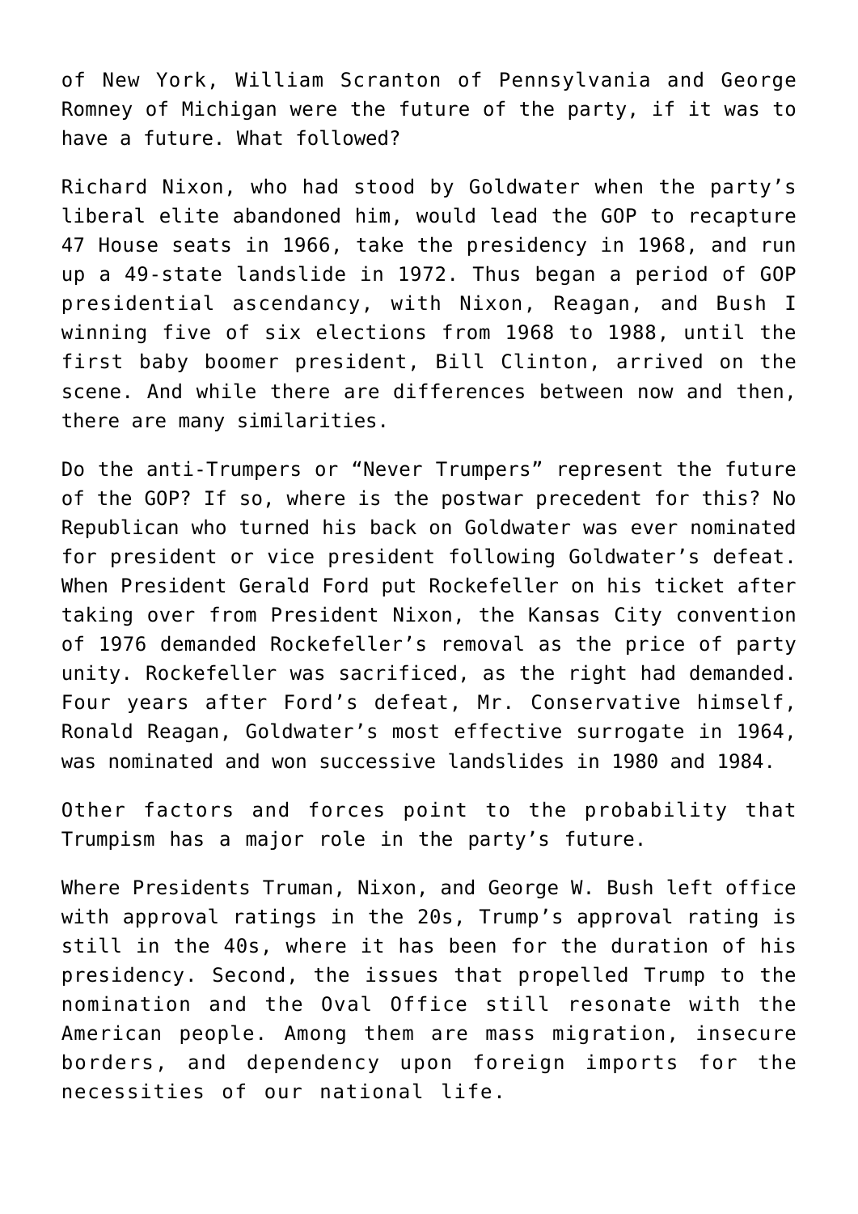of New York, William Scranton of Pennsylvania and George Romney of Michigan were the future of the party, if it was to have a future. What followed?

Richard Nixon, who had stood by Goldwater when the party's liberal elite abandoned him, would lead the GOP to recapture 47 House seats in 1966, take the presidency in 1968, and run up a 49-state landslide in 1972. Thus began a period of GOP presidential ascendancy, with Nixon, Reagan, and Bush I winning five of six elections from 1968 to 1988, until the first baby boomer president, Bill Clinton, arrived on the scene. And while there are differences between now and then, there are many similarities.

Do the anti-Trumpers or "Never Trumpers" represent the future of the GOP? If so, where is the postwar precedent for this? No Republican who turned his back on Goldwater was ever nominated for president or vice president following Goldwater's defeat. When President Gerald Ford put Rockefeller on his ticket after taking over from President Nixon, the Kansas City convention of 1976 demanded Rockefeller's removal as the price of party unity. Rockefeller was sacrificed, as the right had demanded. Four years after Ford's defeat, Mr. Conservative himself, Ronald Reagan, Goldwater's most effective surrogate in 1964, was nominated and won successive landslides in 1980 and 1984.

Other factors and forces point to the probability that Trumpism has a major role in the party's future.

Where Presidents Truman, Nixon, and George W. Bush left office with approval ratings in the 20s, Trump's approval rating is still in the 40s, where it has been for the duration of his presidency. Second, the issues that propelled Trump to the nomination and the Oval Office still resonate with the American people. Among them are mass migration, insecure borders, and dependency upon foreign imports for the necessities of our national life.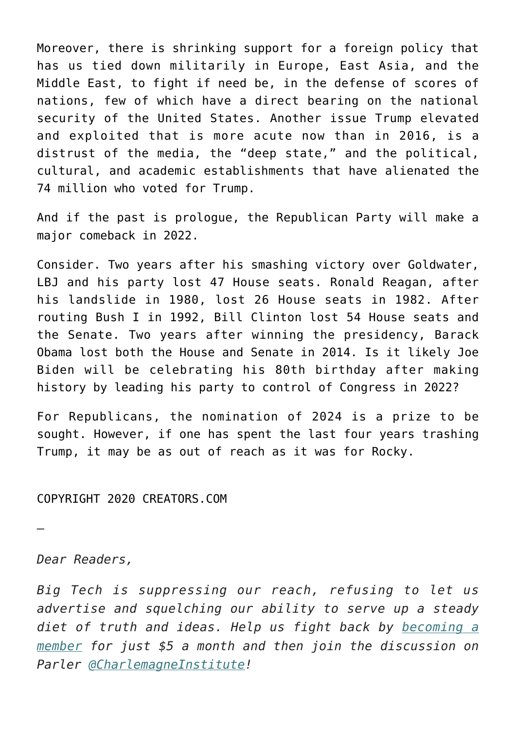Moreover, there is shrinking support for a foreign policy that has us tied down militarily in Europe, East Asia, and the Middle East, to fight if need be, in the defense of scores of nations, few of which have a direct bearing on the national security of the United States. Another issue Trump elevated and exploited that is more acute now than in 2016, is a distrust of the media, the "deep state," and the political, cultural, and academic establishments that have alienated the 74 million who voted for Trump.

And if the past is prologue, the Republican Party will make a major comeback in 2022.

Consider. Two years after his smashing victory over Goldwater, LBJ and his party lost 47 House seats. Ronald Reagan, after his landslide in 1980, lost 26 House seats in 1982. After routing Bush I in 1992, Bill Clinton lost 54 House seats and the Senate. Two years after winning the presidency, Barack Obama lost both the House and Senate in 2014. Is it likely Joe Biden will be celebrating his 80th birthday after making history by leading his party to control of Congress in 2022?

For Republicans, the nomination of 2024 is a prize to be sought. However, if one has spent the last four years trashing Trump, it may be as out of reach as it was for Rocky.

COPYRIGHT 2020 CREATORS.COM

—

*Dear Readers,*

*Big Tech is suppressing our reach, refusing to let us advertise and squelching our ability to serve up a steady diet of truth and ideas. Help us fight back by [becoming a member] for just $5 a month and then join the discussion on Parler [@CharlemagneInstitute]!*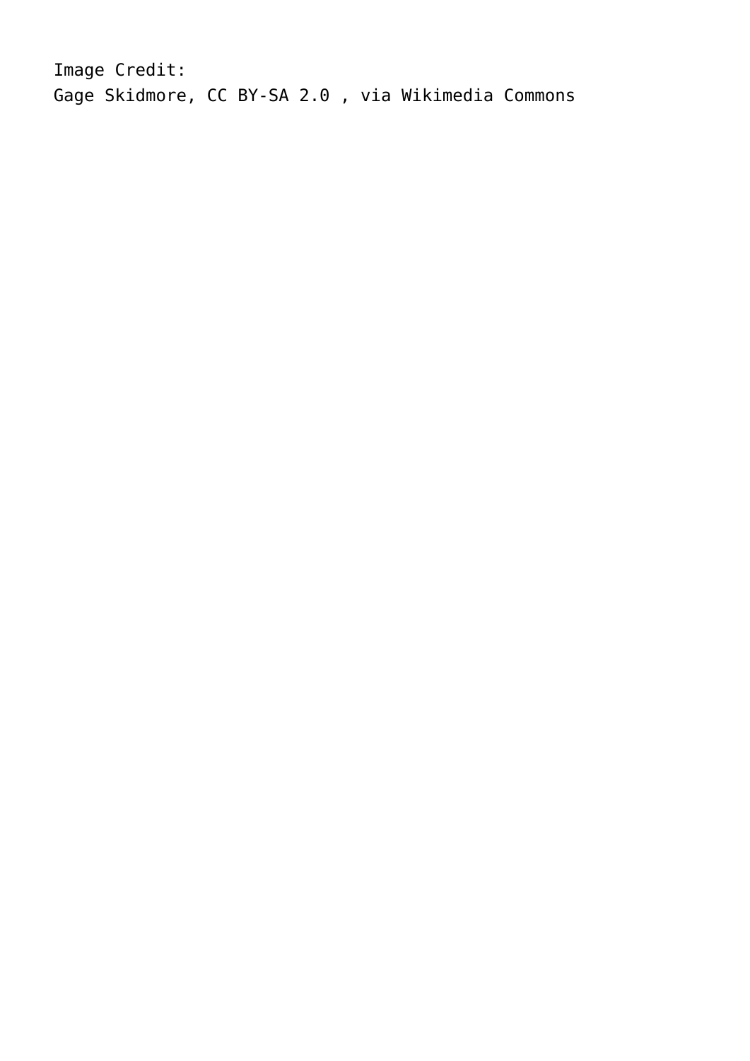Image Credit:
Gage Skidmore, CC BY-SA 2.0 , via Wikimedia Commons